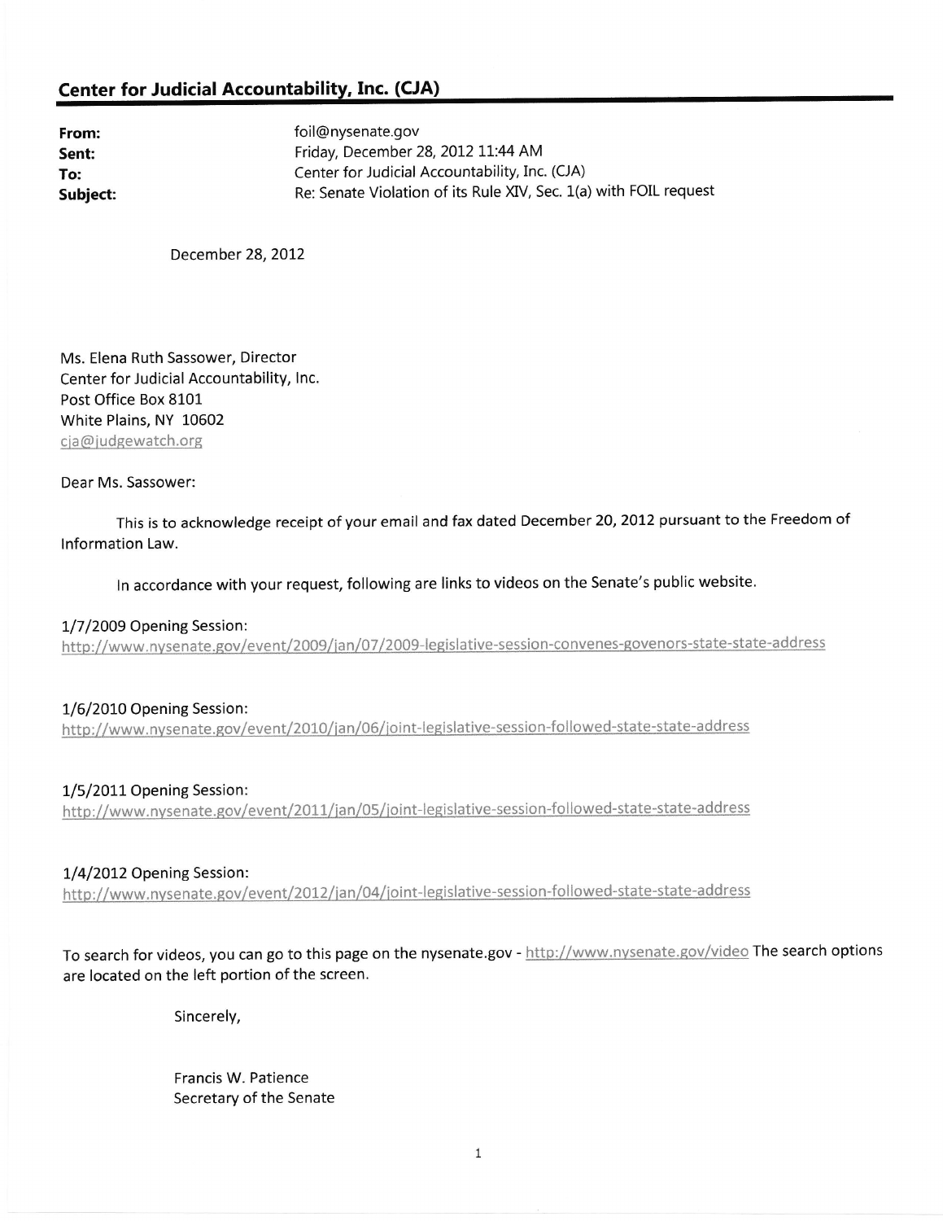## Center for Judicial Accountability, Inc. (CJA)

| | |
|---|---|
| **From:** | foil@nysenate.gov |
| **Sent:** | Friday, December 28, 2012 11:44 AM |
| **To:** | Center for Judicial Accountability, Inc. (CJA) |
| **Subject:** | Re: Senate Violation of its Rule XIV, Sec. 1(a) with FOIL request |

December 28, 2012

Ms. Elena Ruth Sassower, Director
Center for Judicial Accountability, Inc.
Post Office Box 8101
White Plains, NY 10602
cja@judgewatch.org

Dear Ms. Sassower:

This is to acknowledge receipt of your email and fax dated December 20, 2012 pursuant to the Freedom of Information Law.

In accordance with your request, following are links to videos on the Senate's public website.

1/7/2009 Opening Session:
http://www.nysenate.gov/event/2009/jan/07/2009-legislative-session-convenes-govenors-state-state-address

1/6/2010 Opening Session:
http://www.nysenate.gov/event/2010/jan/06/joint-legislative-session-followed-state-state-address

1/5/2011 Opening Session:
http://www.nysenate.gov/event/2011/jan/05/joint-legislative-session-followed-state-state-address

1/4/2012 Opening Session:
http://www.nysenate.gov/event/2012/jan/04/joint-legislative-session-followed-state-state-address

To search for videos, you can go to this page on the nysenate.gov - http://www.nysenate.gov/video The search options are located on the left portion of the screen.

Sincerely,

Francis W. Patience
Secretary of the Senate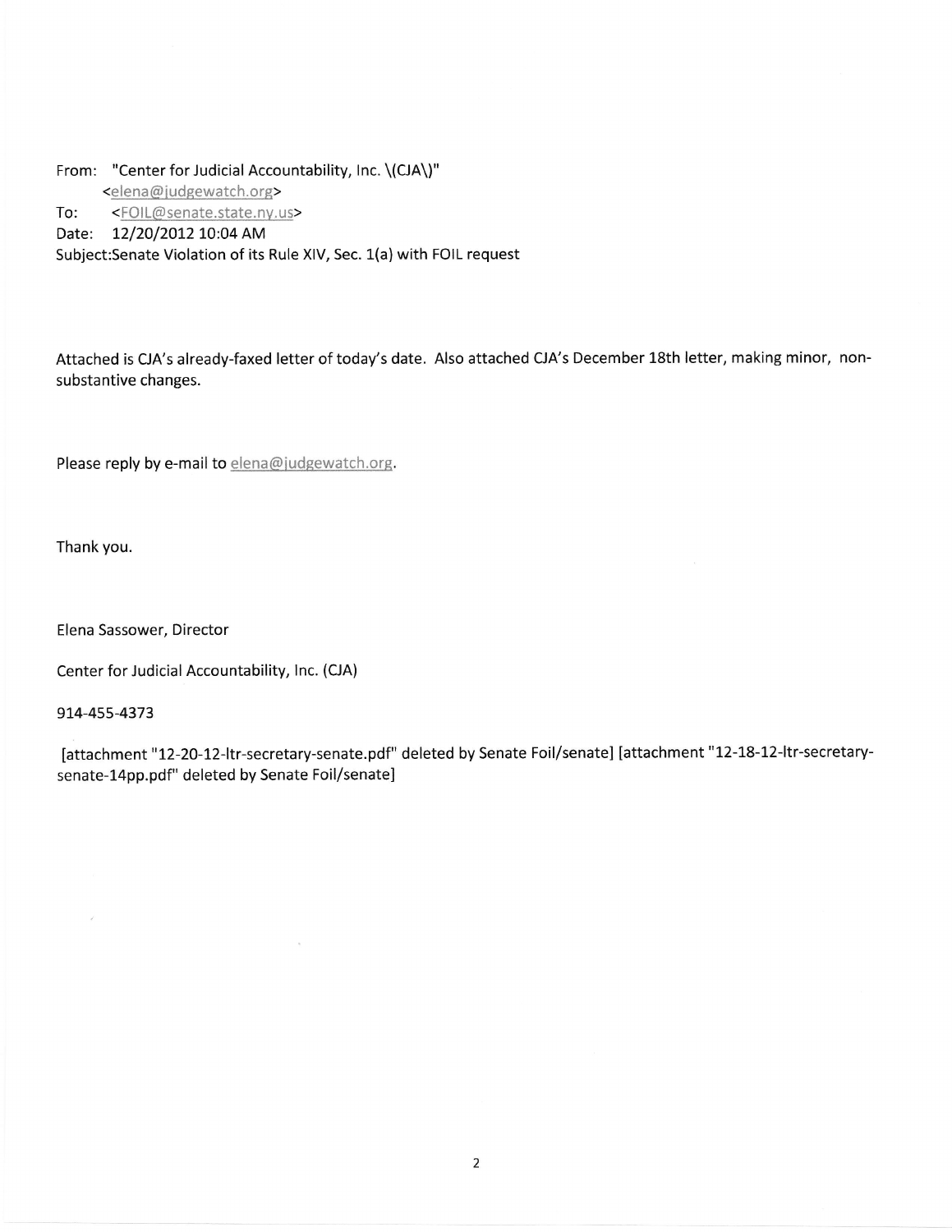From: "Center for Judicial Accountability, Inc. \(CJA\)" <elena@judgewatch.org>
To: <FOIL@senate.state.ny.us>
Date: 12/20/2012 10:04 AM
Subject:Senate Violation of its Rule XIV, Sec. 1(a) with FOIL request

Attached is CJA's already-faxed letter of today's date. Also attached CJA's December 18th letter, making minor, non-substantive changes.

Please reply by e-mail to elena@judgewatch.org.

Thank you.

Elena Sassower, Director

Center for Judicial Accountability, Inc. (CJA)

914-455-4373

[attachment "12-20-12-ltr-secretary-senate.pdf" deleted by Senate Foil/senate] [attachment "12-18-12-ltr-secretary-senate-14pp.pdf" deleted by Senate Foil/senate]